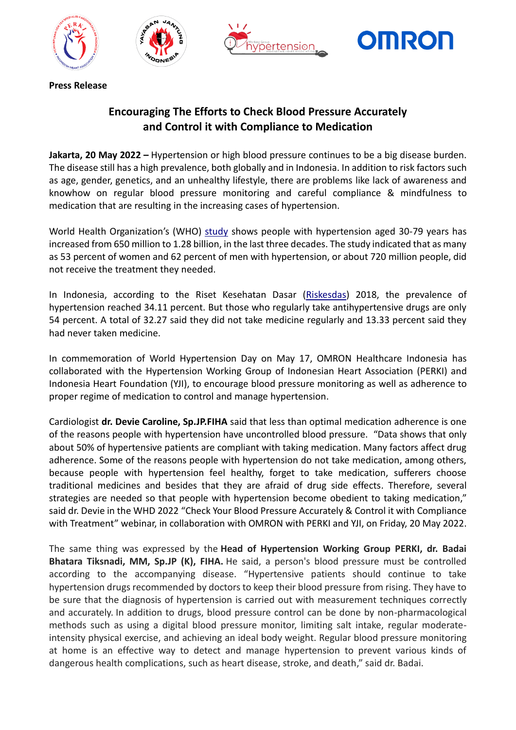**Press Release**

## Encouraging The Efforts to Check Blood Pressure Accurately and Control it with Compliance to Medication

**Jakarta, 20 May 2022 –** Hypertension or high blood pressure continues to be a big disease burden. The disease still has a high prevalence, both globally and in Indonesia. In addition to risk factors such as age, gender, genetics, and an unhealthy lifestyle, there are problems like lack of awareness and knowhow on regular blood pressure monitoring and careful compliance & mindfulness to medication that are resulting in the increasing cases of hypertension.

World Health Organization's (WHO) study shows people with hypertension aged 30-79 years has increased from 650 million to 1.28 billion, in the last three decades. The study indicated that as many as 53 percent of women and 62 percent of men with hypertension, or about 720 million people, did not receive the treatment they needed.

In Indonesia, according to the Riset Kesehatan Dasar (Riskesdas) 2018, the prevalence of hypertension reached 34.11 percent. But those who regularly take antihypertensive drugs are only 54 percent. A total of 32.27 said they did not take medicine regularly and 13.33 percent said they had never taken medicine.

In commemoration of World Hypertension Day on May 17, OMRON Healthcare Indonesia has collaborated with the Hypertension Working Group of Indonesian Heart Association (PERKI) and Indonesia Heart Foundation (YJI), to encourage blood pressure monitoring as well as adherence to proper regime of medication to control and manage hypertension.

Cardiologist **dr. Devie Caroline, Sp.JP.FIHA** said that less than optimal medication adherence is one of the reasons people with hypertension have uncontrolled blood pressure. "Data shows that only about 50% of hypertensive patients are compliant with taking medication. Many factors affect drug adherence. Some of the reasons people with hypertension do not take medication, among others, because people with hypertension feel healthy, forget to take medication, sufferers choose traditional medicines and besides that they are afraid of drug side effects. Therefore, several strategies are needed so that people with hypertension become obedient to taking medication," said dr. Devie in the WHD 2022 "Check Your Blood Pressure Accurately & Control it with Compliance with Treatment" webinar, in collaboration with OMRON with PERKI and YJI, on Friday, 20 May 2022.

The same thing was expressed by the **Head of Hypertension Working Group PERKI, dr. Badai Bhatara Tiksnadi, MM, Sp.JP (K), FIHA.** He said, a person's blood pressure must be controlled according to the accompanying disease. "Hypertensive patients should continue to take hypertension drugs recommended by doctors to keep their blood pressure from rising. They have to be sure that the diagnosis of hypertension is carried out with measurement techniques correctly and accurately. In addition to drugs, blood pressure control can be done by non-pharmacological methods such as using a digital blood pressure monitor, limiting salt intake, regular moderate-intensity physical exercise, and achieving an ideal body weight. Regular blood pressure monitoring at home is an effective way to detect and manage hypertension to prevent various kinds of dangerous health complications, such as heart disease, stroke, and death," said dr. Badai.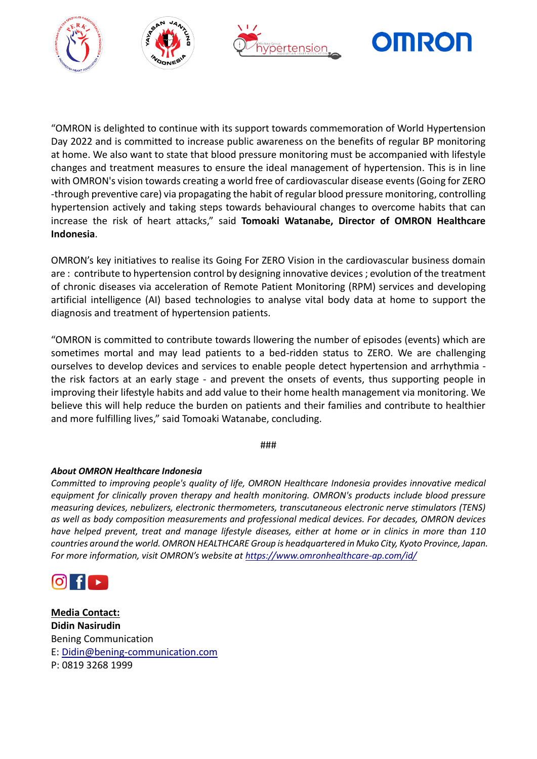"OMRON is delighted to continue with its support towards commemoration of World Hypertension Day 2022 and is committed to increase public awareness on the benefits of regular BP monitoring at home. We also want to state that blood pressure monitoring must be accompanied with lifestyle changes and treatment measures to ensure the ideal management of hypertension. This is in line with OMRON's vision towards creating a world free of cardiovascular disease events (Going for ZERO -through preventive care) via propagating the habit of regular blood pressure monitoring, controlling hypertension actively and taking steps towards behavioural changes to overcome habits that can increase the risk of heart attacks," said **Tomoaki Watanabe, Director of OMRON Healthcare Indonesia**.

OMRON's key initiatives to realise its Going For ZERO Vision in the cardiovascular business domain are : contribute to hypertension control by designing innovative devices ; evolution of the treatment of chronic diseases via acceleration of Remote Patient Monitoring (RPM) services and developing artificial intelligence (AI) based technologies to analyse vital body data at home to support the diagnosis and treatment of hypertension patients.

"OMRON is committed to contribute towards llowering the number of episodes (events) which are sometimes mortal and may lead patients to a bed-ridden status to ZERO. We are challenging ourselves to develop devices and services to enable people detect hypertension and arrhythmia - the risk factors at an early stage - and prevent the onsets of events, thus supporting people in improving their lifestyle habits and add value to their home health management via monitoring. We believe this will help reduce the burden on patients and their families and contribute to healthier and more fulfilling lives," said Tomoaki Watanabe, concluding.

###

***About OMRON Healthcare Indonesia***

*Committed to improving people's quality of life, OMRON Healthcare Indonesia provides innovative medical equipment for clinically proven therapy and health monitoring. OMRON's products include blood pressure measuring devices, nebulizers, electronic thermometers, transcutaneous electronic nerve stimulators (TENS) as well as body composition measurements and professional medical devices. For decades, OMRON devices have helped prevent, treat and manage lifestyle diseases, either at home or in clinics in more than 110 countries around the world. OMRON HEALTHCARE Group is headquartered in Muko City, Kyoto Province, Japan. For more information, visit OMRON's website at https://www.omronhealthcare-ap.com/id/*

**Media Contact:**
**Didin Nasirudin**
Bening Communication
E: Didin@bening-communication.com
P: 0819 3268 1999